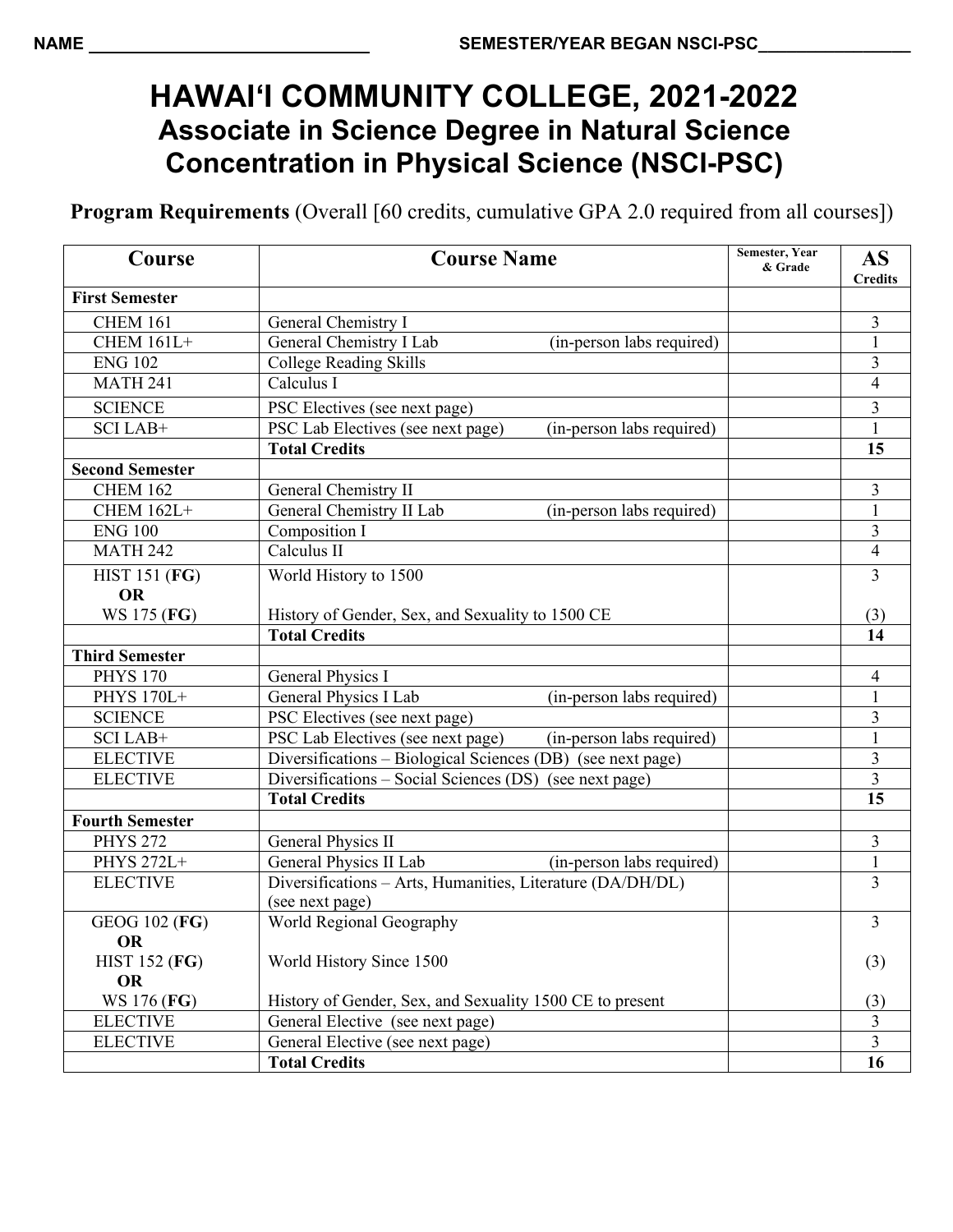NAME ______________________________ SEMESTER/YEAR BEGAN NSCI-PSC________________

# HAWAIʻI COMMUNITY COLLEGE, 2021-2022

## Associate in Science Degree in Natural Science
## Concentration in Physical Science (NSCI-PSC)

**Program Requirements** (Overall [60 credits, cumulative GPA 2.0 required from all courses])

| Course | Course Name | Semester, Year & Grade | AS Credits |
|---|---|---|---|
| **First Semester** | | | |
| CHEM 161 | General Chemistry I | | 3 |
| CHEM 161L+ | General Chemistry I Lab (in-person labs required) | | 1 |
| ENG 102 | College Reading Skills | | 3 |
| MATH 241 | Calculus I | | 4 |
| SCIENCE | PSC Electives (see next page) | | 3 |
| SCI LAB+ | PSC Lab Electives (see next page) (in-person labs required) | | 1 |
| | **Total Credits** | | **15** |
| **Second Semester** | | | |
| CHEM 162 | General Chemistry II | | 3 |
| CHEM 162L+ | General Chemistry II Lab (in-person labs required) | | 1 |
| ENG 100 | Composition I | | 3 |
| MATH 242 | Calculus II | | 4 |
| HIST 151 (**FG**) **OR** WS 175 (**FG**) | World History to 1500 / History of Gender, Sex, and Sexuality to 1500 CE | | 3 (3) |
| | **Total Credits** | | **14** |
| **Third Semester** | | | |
| PHYS 170 | General Physics I | | 4 |
| PHYS 170L+ | General Physics I Lab (in-person labs required) | | 1 |
| SCIENCE | PSC Electives (see next page) | | 3 |
| SCI LAB+ | PSC Lab Electives (see next page) (in-person labs required) | | 1 |
| ELECTIVE | Diversifications – Biological Sciences (DB) (see next page) | | 3 |
| ELECTIVE | Diversifications – Social Sciences (DS) (see next page) | | 3 |
| | **Total Credits** | | **15** |
| **Fourth Semester** | | | |
| PHYS 272 | General Physics II | | 3 |
| PHYS 272L+ | General Physics II Lab (in-person labs required) | | 1 |
| ELECTIVE | Diversifications – Arts, Humanities, Literature (DA/DH/DL) (see next page) | | 3 |
| GEOG 102 (**FG**) **OR** HIST 152 (**FG**) **OR** WS 176 (**FG**) | World Regional Geography / World History Since 1500 / History of Gender, Sex, and Sexuality 1500 CE to present | | 3 (3) (3) |
| ELECTIVE | General Elective (see next page) | | 3 |
| ELECTIVE | General Elective (see next page) | | 3 |
| | **Total Credits** | | **16** |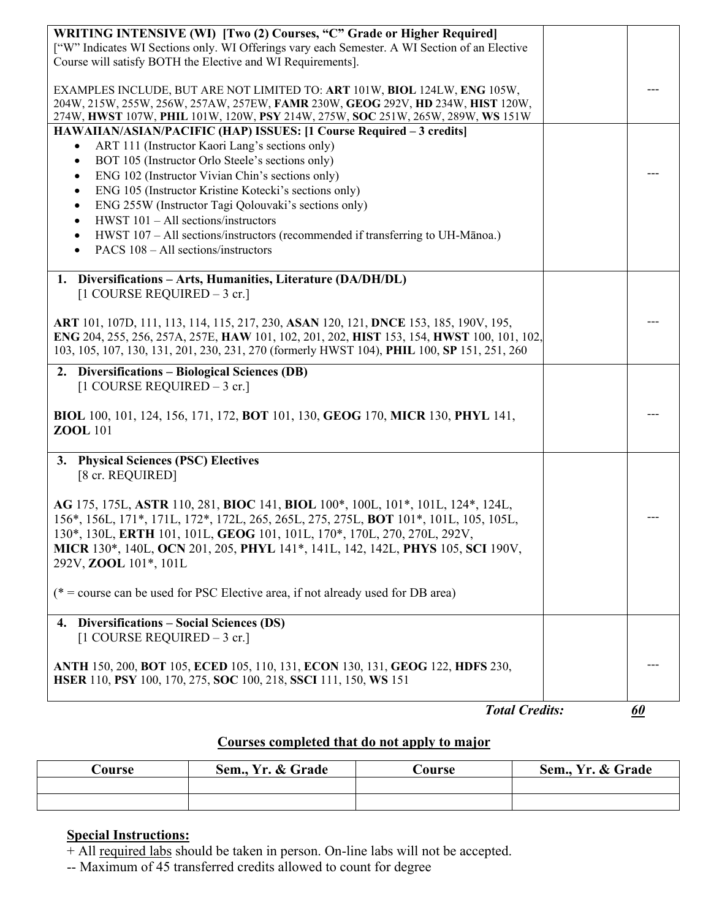| | | |
|---|---|---|
| **WRITING INTENSIVE (WI) [Two (2) Courses, "C" Grade or Higher Required]**<br>["W" Indicates WI Sections only. WI Offerings vary each Semester. A WI Section of an Elective Course will satisfy BOTH the Elective and WI Requirements].<br><br>EXAMPLES INCLUDE, BUT ARE NOT LIMITED TO: **ART** 101W, **BIOL** 124LW, **ENG** 105W, 204W, 215W, 255W, 256W, 257AW, 257EW, **FAMR** 230W, **GEOG** 292V, **HD** 234W, **HIST** 120W, 274W, **HWST** 107W, **PHIL** 101W, 120W, **PSY** 214W, 275W, **SOC** 251W, 265W, 289W, **WS** 151W | | --- |
| **HAWAIIAN/ASIAN/PACIFIC (HAP) ISSUES: [1 Course Required – 3 credits]**<br>• ART 111 (Instructor Kaori Lang's sections only)<br>• BOT 105 (Instructor Orlo Steele's sections only)<br>• ENG 102 (Instructor Vivian Chin's sections only)<br>• ENG 105 (Instructor Kristine Kotecki's sections only)<br>• ENG 255W (Instructor Tagi Qolouvaki's sections only)<br>• HWST 101 – All sections/instructors<br>• HWST 107 – All sections/instructors (recommended if transferring to UH-Mānoa.)<br>• PACS 108 – All sections/instructors | | --- |
| **1. Diversifications – Arts, Humanities, Literature (DA/DH/DL)**<br>[1 COURSE REQUIRED – 3 cr.]<br><br>**ART** 101, 107D, 111, 113, 114, 115, 217, 230, **ASAN** 120, 121, **DNCE** 153, 185, 190V, 195, **ENG** 204, 255, 256, 257A, 257E, **HAW** 101, 102, 201, 202, **HIST** 153, 154, **HWST** 100, 101, 102, 103, 105, 107, 130, 131, 201, 230, 231, 270 (formerly HWST 104), **PHIL** 100, **SP** 151, 251, 260 | | --- |
| **2. Diversifications – Biological Sciences (DB)**<br>[1 COURSE REQUIRED – 3 cr.]<br><br>**BIOL** 100, 101, 124, 156, 171, 172, **BOT** 101, 130, **GEOG** 170, **MICR** 130, **PHYL** 141, **ZOOL** 101 | | --- |
| **3. Physical Sciences (PSC) Electives**<br>[8 cr. REQUIRED]<br><br>**AG** 175, 175L, **ASTR** 110, 281, **BIOC** 141, **BIOL** 100*, 100L, 101*, 101L, 124*, 124L, 156*, 156L, 171*, 171L, 172*, 172L, 265, 265L, 275, 275L, **BOT** 101*, 101L, 105, 105L, 130*, 130L, **ERTH** 101, 101L, **GEOG** 101, 101L, 170*, 170L, 270, 270L, 292V, **MICR** 130*, 140L, **OCN** 201, 205, **PHYL** 141*, 141L, 142, 142L, **PHYS** 105, **SCI** 190V, 292V, **ZOOL** 101*, 101L<br><br>(* = course can be used for PSC Elective area, if not already used for DB area) | | --- |
| **4. Diversifications – Social Sciences (DS)**<br>[1 COURSE REQUIRED – 3 cr.]<br><br>**ANTH** 150, 200, **BOT** 105, **ECED** 105, 110, 131, **ECON** 130, 131, **GEOG** 122, **HDFS** 230, **HSER** 110, **PSY** 100, 170, 275, **SOC** 100, 218, **SSCI** 111, 150, **WS** 151 | | --- |

***Total Credits:*** ***60***

## Courses completed that do not apply to major

| Course | Sem., Yr. & Grade | Course | Sem., Yr. & Grade |
|---|---|---|---|
| | | | |
| | | | |

**Special Instructions:**

+ All required labs should be taken in person. On-line labs will not be accepted.

-- Maximum of 45 transferred credits allowed to count for degree